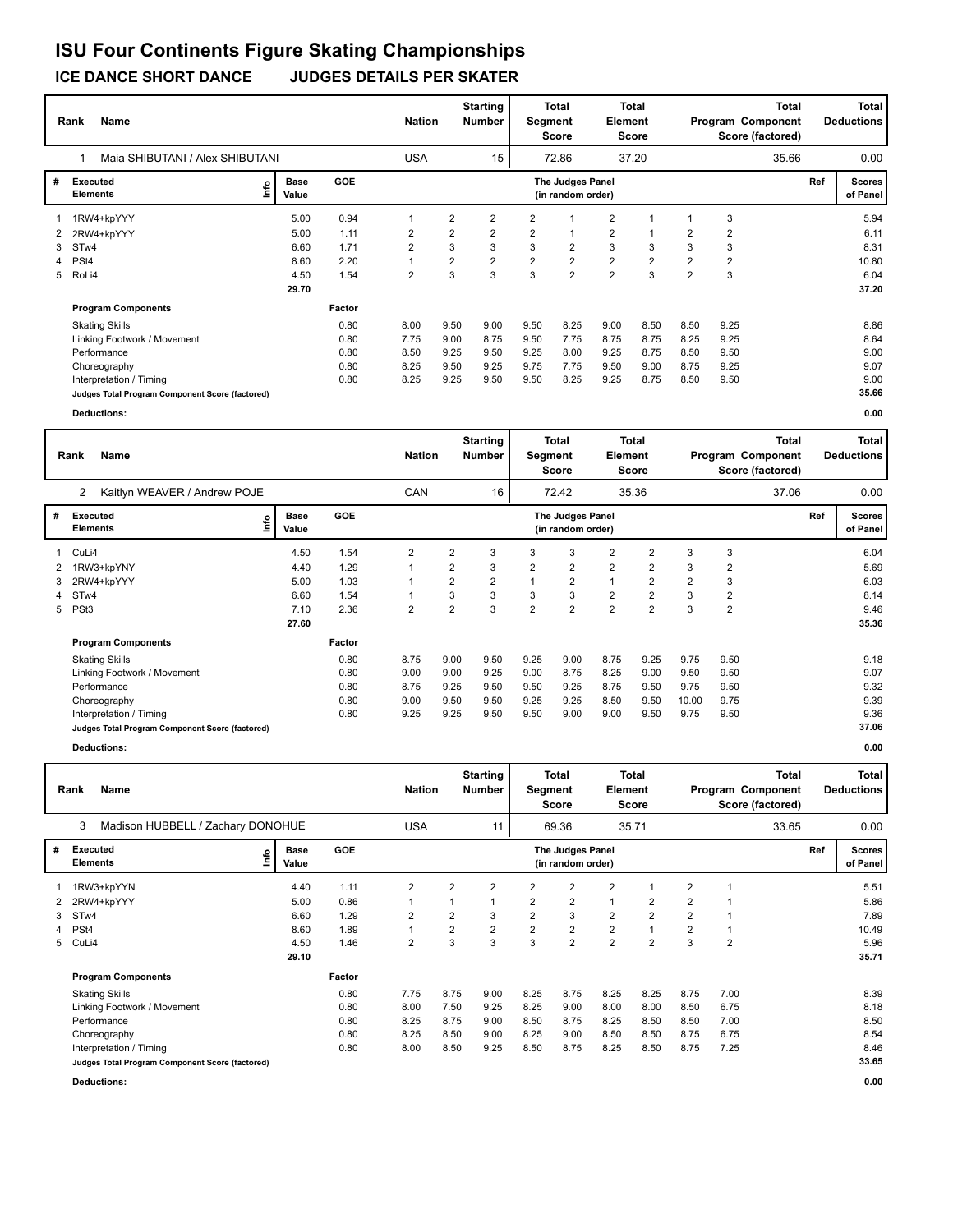# ISU Four Continents Figure Skating Championships

## ICE DANCE SHORT DANCE JUDGES DETAILS PER SKATER

| Rank | Name | Nation | Starting Number | Total Segment Score | Total Element Score | Total Program Component Score (factored) | Total Deductions |
|---|---|---|---|---|---|---|---|
| 1 | Maia SHIBUTANI / Alex SHIBUTANI | USA | 15 | 72.86 | 37.20 | 35.66 | 0.00 |

| # | Executed Elements | Info | Base Value | GOE | The Judges Panel (in random order) | | | | | | | | | Ref | Scores of Panel |
|---|---|---|---|---|---|---|---|---|---|---|---|---|---|---|---|
| 1 | 1RW4+kpYYY | | 5.00 | 0.94 | 1 | 2 | 2 | 2 | 1 | 2 | 1 | 1 | 3 | | 5.94 |
| 2 | 2RW4+kpYYY | | 5.00 | 1.11 | 2 | 2 | 2 | 2 | 1 | 2 | 1 | 2 | 2 | | 6.11 |
| 3 | STw4 | | 6.60 | 1.71 | 2 | 3 | 3 | 3 | 2 | 3 | 3 | 3 | 3 | | 8.31 |
| 4 | PSt4 | | 8.60 | 2.20 | 1 | 2 | 2 | 2 | 2 | 2 | 2 | 2 | 2 | | 10.80 |
| 5 | RoLi4 | | 4.50 | 1.54 | 2 | 3 | 3 | 3 | 2 | 2 | 3 | 2 | 3 | | 6.04 |
| | | | 29.70 | | | | | | | | | | | | 37.20 |
| | **Program Components** | | | Factor | | | | | | | | | | | |
| | Skating Skills | | | 0.80 | 8.00 | 9.50 | 9.00 | 9.50 | 8.25 | 9.00 | 8.50 | 8.50 | 9.25 | | 8.86 |
| | Linking Footwork / Movement | | | 0.80 | 7.75 | 9.00 | 8.75 | 9.50 | 7.75 | 8.75 | 8.75 | 8.25 | 9.25 | | 8.64 |
| | Performance | | | 0.80 | 8.50 | 9.25 | 9.50 | 9.25 | 8.00 | 9.25 | 8.75 | 8.50 | 9.50 | | 9.00 |
| | Choreography | | | 0.80 | 8.25 | 9.50 | 9.25 | 9.75 | 7.75 | 9.50 | 9.00 | 8.75 | 9.25 | | 9.07 |
| | Interpretation / Timing | | | 0.80 | 8.25 | 9.25 | 9.50 | 9.50 | 8.25 | 9.25 | 8.75 | 8.50 | 9.50 | | 9.00 |
| | Judges Total Program Component Score (factored) | | | | | | | | | | | | | | 35.66 |
| | **Deductions:** | | | | | | | | | | | | | | 0.00 |

| Rank | Name | Nation | Starting Number | Total Segment Score | Total Element Score | Total Program Component Score (factored) | Total Deductions |
|---|---|---|---|---|---|---|---|
| 2 | Kaitlyn WEAVER / Andrew POJE | CAN | 16 | 72.42 | 35.36 | 37.06 | 0.00 |

| # | Executed Elements | Info | Base Value | GOE | The Judges Panel (in random order) | | | | | | | | | Ref | Scores of Panel |
|---|---|---|---|---|---|---|---|---|---|---|---|---|---|---|---|
| 1 | CuLi4 | | 4.50 | 1.54 | 2 | 2 | 3 | 3 | 3 | 2 | 2 | 3 | 3 | | 6.04 |
| 2 | 1RW3+kpYNY | | 4.40 | 1.29 | 1 | 2 | 3 | 2 | 2 | 2 | 2 | 3 | 2 | | 5.69 |
| 3 | 2RW4+kpYYY | | 5.00 | 1.03 | 1 | 2 | 2 | 1 | 2 | 1 | 2 | 2 | 3 | | 6.03 |
| 4 | STw4 | | 6.60 | 1.54 | 1 | 3 | 3 | 3 | 3 | 2 | 2 | 3 | 2 | | 8.14 |
| 5 | PSt3 | | 7.10 | 2.36 | 2 | 2 | 3 | 2 | 2 | 2 | 2 | 3 | 2 | | 9.46 |
| | | | 27.60 | | | | | | | | | | | | 35.36 |
| | **Program Components** | | | Factor | | | | | | | | | | | |
| | Skating Skills | | | 0.80 | 8.75 | 9.00 | 9.50 | 9.25 | 9.00 | 8.75 | 9.25 | 9.75 | 9.50 | | 9.18 |
| | Linking Footwork / Movement | | | 0.80 | 9.00 | 9.00 | 9.25 | 9.00 | 8.75 | 8.25 | 9.00 | 9.50 | 9.50 | | 9.07 |
| | Performance | | | 0.80 | 8.75 | 9.25 | 9.50 | 9.50 | 9.25 | 8.75 | 9.50 | 9.75 | 9.50 | | 9.32 |
| | Choreography | | | 0.80 | 9.00 | 9.50 | 9.50 | 9.25 | 9.25 | 8.50 | 9.50 | 10.00 | 9.75 | | 9.39 |
| | Interpretation / Timing | | | 0.80 | 9.25 | 9.25 | 9.50 | 9.50 | 9.00 | 9.00 | 9.50 | 9.75 | 9.50 | | 9.36 |
| | Judges Total Program Component Score (factored) | | | | | | | | | | | | | | 37.06 |
| | **Deductions:** | | | | | | | | | | | | | | 0.00 |

| Rank | Name | Nation | Starting Number | Total Segment Score | Total Element Score | Total Program Component Score (factored) | Total Deductions |
|---|---|---|---|---|---|---|---|
| 3 | Madison HUBBELL / Zachary DONOHUE | USA | 11 | 69.36 | 35.71 | 33.65 | 0.00 |

| # | Executed Elements | Info | Base Value | GOE | The Judges Panel (in random order) | | | | | | | | | Ref | Scores of Panel |
|---|---|---|---|---|---|---|---|---|---|---|---|---|---|---|---|
| 1 | 1RW3+kpYYN | | 4.40 | 1.11 | 2 | 2 | 2 | 2 | 2 | 2 | 1 | 2 | 1 | | 5.51 |
| 2 | 2RW4+kpYYY | | 5.00 | 0.86 | 1 | 1 | 1 | 2 | 2 | 1 | 2 | 2 | 1 | | 5.86 |
| 3 | STw4 | | 6.60 | 1.29 | 2 | 2 | 3 | 2 | 3 | 2 | 2 | 2 | 1 | | 7.89 |
| 4 | PSt4 | | 8.60 | 1.89 | 1 | 2 | 2 | 2 | 2 | 2 | 1 | 2 | 1 | | 10.49 |
| 5 | CuLi4 | | 4.50 | 1.46 | 2 | 3 | 3 | 3 | 2 | 2 | 2 | 3 | 2 | | 5.96 |
| | | | 29.10 | | | | | | | | | | | | 35.71 |
| | **Program Components** | | | Factor | | | | | | | | | | | |
| | Skating Skills | | | 0.80 | 7.75 | 8.75 | 9.00 | 8.25 | 8.75 | 8.25 | 8.25 | 8.75 | 7.00 | | 8.39 |
| | Linking Footwork / Movement | | | 0.80 | 8.00 | 7.50 | 9.25 | 8.25 | 9.00 | 8.00 | 8.00 | 8.50 | 6.75 | | 8.18 |
| | Performance | | | 0.80 | 8.25 | 8.75 | 9.00 | 8.50 | 8.75 | 8.25 | 8.50 | 8.50 | 7.00 | | 8.50 |
| | Choreography | | | 0.80 | 8.25 | 8.50 | 9.00 | 8.25 | 9.00 | 8.50 | 8.50 | 8.75 | 6.75 | | 8.54 |
| | Interpretation / Timing | | | 0.80 | 8.00 | 8.50 | 9.25 | 8.50 | 8.75 | 8.25 | 8.50 | 8.75 | 7.25 | | 8.46 |
| | Judges Total Program Component Score (factored) | | | | | | | | | | | | | | 33.65 |
| | **Deductions:** | | | | | | | | | | | | | | 0.00 |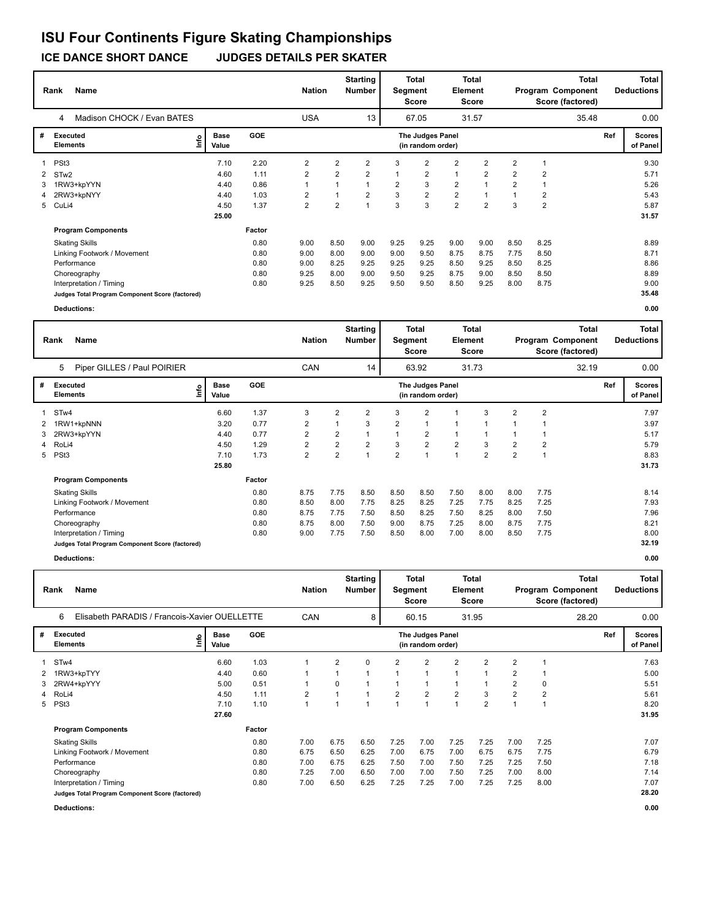# ISU Four Continents Figure Skating Championships

## ICE DANCE SHORT DANCE JUDGES DETAILS PER SKATER

| Rank | Name | Nation | Starting Number | Total Segment Score | Total Element Score | Total Program Component Score (factored) | Total Deductions |
|---|---|---|---|---|---|---|---|
| 4 | Madison CHOCK / Evan BATES | USA | 13 | 67.05 | 31.57 | 35.48 | 0.00 |

| # | Executed Elements | Info | Base Value | GOE | J1 | J2 | J3 | J4 | J5 | J6 | J7 | J8 | J9 | Ref | Scores of Panel |
|---|---|---|---|---|---|---|---|---|---|---|---|---|---|---|---|
| 1 | PSt3 | | 7.10 | 2.20 | 2 | 2 | 2 | 3 | 2 | 2 | 2 | 2 | 1 | | 9.30 |
| 2 | STw2 | | 4.60 | 1.11 | 2 | 2 | 2 | 1 | 2 | 1 | 2 | 2 | 2 | | 5.71 |
| 3 | 1RW3+kpYYN | | 4.40 | 0.86 | 1 | 1 | 1 | 2 | 3 | 2 | 1 | 2 | 1 | | 5.26 |
| 4 | 2RW3+kpNYY | | 4.40 | 1.03 | 2 | 1 | 2 | 3 | 2 | 2 | 1 | 1 | 2 | | 5.43 |
| 5 | CuLi4 | | 4.50 | 1.37 | 2 | 2 | 1 | 3 | 3 | 2 | 2 | 3 | 2 | | 5.87 |
| | | | 25.00 | | | | | | | | | | | | 31.57 |

| Program Components | Factor | J1 | J2 | J3 | J4 | J5 | J6 | J7 | J8 | J9 | Scores of Panel |
|---|---|---|---|---|---|---|---|---|---|---|---|
| Skating Skills | 0.80 | 9.00 | 8.50 | 9.00 | 9.25 | 9.25 | 9.00 | 9.00 | 8.50 | 8.25 | 8.89 |
| Linking Footwork / Movement | 0.80 | 9.00 | 8.00 | 9.00 | 9.00 | 9.50 | 8.75 | 8.75 | 7.75 | 8.50 | 8.71 |
| Performance | 0.80 | 9.00 | 8.25 | 9.25 | 9.25 | 9.25 | 8.50 | 9.25 | 8.50 | 8.25 | 8.86 |
| Choreography | 0.80 | 9.25 | 8.00 | 9.00 | 9.50 | 9.25 | 8.75 | 9.00 | 8.50 | 8.50 | 8.89 |
| Interpretation / Timing | 0.80 | 9.25 | 8.50 | 9.25 | 9.50 | 9.50 | 8.50 | 9.25 | 8.00 | 8.75 | 9.00 |
| Judges Total Program Component Score (factored) | | | | | | | | | | | 35.48 |

**Deductions:** 0.00

| Rank | Name | Nation | Starting Number | Total Segment Score | Total Element Score | Total Program Component Score (factored) | Total Deductions |
|---|---|---|---|---|---|---|---|
| 5 | Piper GILLES / Paul POIRIER | CAN | 14 | 63.92 | 31.73 | 32.19 | 0.00 |

| # | Executed Elements | Info | Base Value | GOE | J1 | J2 | J3 | J4 | J5 | J6 | J7 | J8 | J9 | Ref | Scores of Panel |
|---|---|---|---|---|---|---|---|---|---|---|---|---|---|---|---|
| 1 | STw4 | | 6.60 | 1.37 | 3 | 2 | 2 | 3 | 2 | 1 | 3 | 2 | 2 | | 7.97 |
| 2 | 1RW1+kpNNN | | 3.20 | 0.77 | 2 | 1 | 3 | 2 | 1 | 1 | 1 | 1 | 1 | | 3.97 |
| 3 | 2RW3+kpYYN | | 4.40 | 0.77 | 2 | 2 | 1 | 1 | 2 | 1 | 1 | 1 | 1 | | 5.17 |
| 4 | RoLi4 | | 4.50 | 1.29 | 2 | 2 | 2 | 3 | 2 | 2 | 3 | 2 | 2 | | 5.79 |
| 5 | PSt3 | | 7.10 | 1.73 | 2 | 2 | 1 | 2 | 1 | 1 | 2 | 2 | 1 | | 8.83 |
| | | | 25.80 | | | | | | | | | | | | 31.73 |

| Program Components | Factor | J1 | J2 | J3 | J4 | J5 | J6 | J7 | J8 | J9 | Scores of Panel |
|---|---|---|---|---|---|---|---|---|---|---|---|
| Skating Skills | 0.80 | 8.75 | 7.75 | 8.50 | 8.50 | 8.50 | 7.50 | 8.00 | 8.00 | 7.75 | 8.14 |
| Linking Footwork / Movement | 0.80 | 8.50 | 8.00 | 7.75 | 8.25 | 8.25 | 7.25 | 7.75 | 8.25 | 7.25 | 7.93 |
| Performance | 0.80 | 8.75 | 7.75 | 7.50 | 8.50 | 8.25 | 7.50 | 8.25 | 8.00 | 7.50 | 7.96 |
| Choreography | 0.80 | 8.75 | 8.00 | 7.50 | 9.00 | 8.75 | 7.25 | 8.00 | 8.75 | 7.75 | 8.21 |
| Interpretation / Timing | 0.80 | 9.00 | 7.75 | 7.50 | 8.50 | 8.00 | 7.00 | 8.00 | 8.50 | 7.75 | 8.00 |
| Judges Total Program Component Score (factored) | | | | | | | | | | | 32.19 |

**Deductions:** 0.00

| Rank | Name | Nation | Starting Number | Total Segment Score | Total Element Score | Total Program Component Score (factored) | Total Deductions |
|---|---|---|---|---|---|---|---|
| 6 | Elisabeth PARADIS / Francois-Xavier OUELLETTE | CAN | 8 | 60.15 | 31.95 | 28.20 | 0.00 |

| # | Executed Elements | Info | Base Value | GOE | J1 | J2 | J3 | J4 | J5 | J6 | J7 | J8 | J9 | Ref | Scores of Panel |
|---|---|---|---|---|---|---|---|---|---|---|---|---|---|---|---|
| 1 | STw4 | | 6.60 | 1.03 | 1 | 2 | 0 | 2 | 2 | 2 | 2 | 2 | 1 | | 7.63 |
| 2 | 1RW3+kpTYY | | 4.40 | 0.60 | 1 | 1 | 1 | 1 | 1 | 1 | 1 | 2 | 1 | | 5.00 |
| 3 | 2RW4+kpYYY | | 5.00 | 0.51 | 1 | 0 | 1 | 1 | 1 | 1 | 1 | 2 | 0 | | 5.51 |
| 4 | RoLi4 | | 4.50 | 1.11 | 2 | 1 | 1 | 2 | 2 | 2 | 3 | 2 | 2 | | 5.61 |
| 5 | PSt3 | | 7.10 | 1.10 | 1 | 1 | 1 | 1 | 1 | 1 | 2 | 1 | 1 | | 8.20 |
| | | | 27.60 | | | | | | | | | | | | 31.95 |

| Program Components | Factor | J1 | J2 | J3 | J4 | J5 | J6 | J7 | J8 | J9 | Scores of Panel |
|---|---|---|---|---|---|---|---|---|---|---|---|
| Skating Skills | 0.80 | 7.00 | 6.75 | 6.50 | 7.25 | 7.00 | 7.25 | 7.25 | 7.00 | 7.25 | 7.07 |
| Linking Footwork / Movement | 0.80 | 6.75 | 6.50 | 6.25 | 7.00 | 6.75 | 7.00 | 6.75 | 6.75 | 7.75 | 6.79 |
| Performance | 0.80 | 7.00 | 6.75 | 6.25 | 7.50 | 7.00 | 7.50 | 7.25 | 7.25 | 7.50 | 7.18 |
| Choreography | 0.80 | 7.25 | 7.00 | 6.50 | 7.00 | 7.00 | 7.50 | 7.25 | 7.00 | 8.00 | 7.14 |
| Interpretation / Timing | 0.80 | 7.00 | 6.50 | 6.25 | 7.25 | 7.25 | 7.00 | 7.25 | 7.25 | 8.00 | 7.07 |
| Judges Total Program Component Score (factored) | | | | | | | | | | | 28.20 |

**Deductions:** 0.00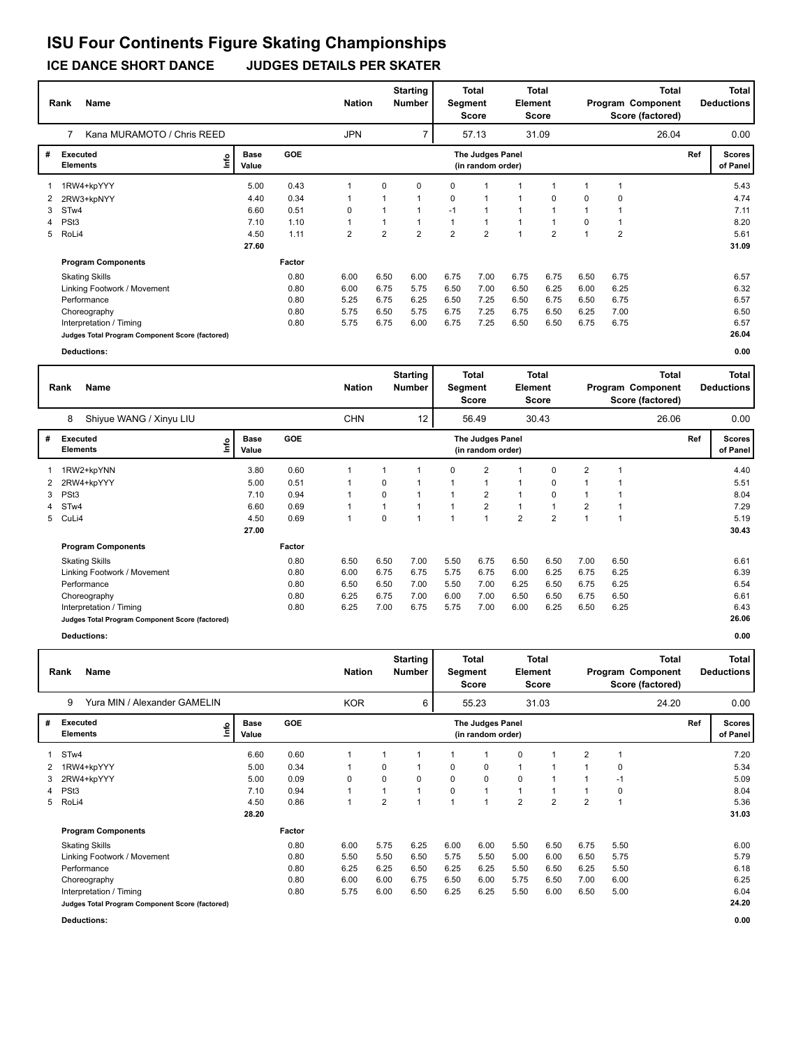# ISU Four Continents Figure Skating Championships

**ICE DANCE SHORT DANCE JUDGES DETAILS PER SKATER**

| Rank | Name | Nation | Starting Number | Total Segment Score | Total Element Score | Total Program Component Score (factored) | Total Deductions |
|---|---|---|---|---|---|---|---|
| 7 | Kana MURAMOTO / Chris REED | JPN | 7 | 57.13 | 31.09 | 26.04 | 0.00 |

| # | Executed Elements | Info | Base Value | GOE | The Judges Panel (in random order) | | | | | | | | | Ref | Scores of Panel |
|---|---|---|---|---|---|---|---|---|---|---|---|---|---|---|---|
| 1 | 1RW4+kpYYY | | 5.00 | 0.43 | 1 | 0 | 0 | 0 | 1 | 1 | 1 | 1 | 1 | | 5.43 |
| 2 | 2RW3+kpNYY | | 4.40 | 0.34 | 1 | 1 | 1 | 0 | 1 | 1 | 0 | 0 | 0 | | 4.74 |
| 3 | STw4 | | 6.60 | 0.51 | 0 | 1 | 1 | -1 | 1 | 1 | 1 | 1 | 1 | | 7.11 |
| 4 | PSt3 | | 7.10 | 1.10 | 1 | 1 | 1 | 1 | 1 | 1 | 1 | 0 | 1 | | 8.20 |
| 5 | RoLi4 | | 4.50 | 1.11 | 2 | 2 | 2 | 2 | 2 | 1 | 2 | 1 | 2 | | 5.61 |
| | | | 27.60 | | | | | | | | | | | | 31.09 |

| Program Components | Factor | | | | | | | | | | Scores of Panel |
|---|---|---|---|---|---|---|---|---|---|---|---|
| Skating Skills | 0.80 | 6.00 | 6.50 | 6.00 | 6.75 | 7.00 | 6.75 | 6.75 | 6.50 | 6.75 | 6.57 |
| Linking Footwork / Movement | 0.80 | 6.00 | 6.75 | 5.75 | 6.50 | 7.00 | 6.50 | 6.25 | 6.00 | 6.25 | 6.32 |
| Performance | 0.80 | 5.25 | 6.75 | 6.25 | 6.50 | 7.25 | 6.50 | 6.75 | 6.50 | 6.75 | 6.57 |
| Choreography | 0.80 | 5.75 | 6.50 | 5.75 | 6.75 | 7.25 | 6.75 | 6.50 | 6.25 | 7.00 | 6.50 |
| Interpretation / Timing | 0.80 | 5.75 | 6.75 | 6.00 | 6.75 | 7.25 | 6.50 | 6.50 | 6.75 | 6.75 | 6.57 |
| Judges Total Program Component Score (factored) | | | | | | | | | | | 26.04 |

**Deductions:** 0.00

| Rank | Name | Nation | Starting Number | Total Segment Score | Total Element Score | Total Program Component Score (factored) | Total Deductions |
|---|---|---|---|---|---|---|---|
| 8 | Shiyue WANG / Xinyu LIU | CHN | 12 | 56.49 | 30.43 | 26.06 | 0.00 |

| # | Executed Elements | Info | Base Value | GOE | The Judges Panel (in random order) | | | | | | | | | Ref | Scores of Panel |
|---|---|---|---|---|---|---|---|---|---|---|---|---|---|---|---|
| 1 | 1RW2+kpYNN | | 3.80 | 0.60 | 1 | 1 | 1 | 0 | 2 | 1 | 0 | 2 | 1 | | 4.40 |
| 2 | 2RW4+kpYYY | | 5.00 | 0.51 | 1 | 0 | 1 | 1 | 1 | 1 | 0 | 1 | 1 | | 5.51 |
| 3 | PSt3 | | 7.10 | 0.94 | 1 | 0 | 1 | 1 | 2 | 1 | 0 | 1 | 1 | | 8.04 |
| 4 | STw4 | | 6.60 | 0.69 | 1 | 1 | 1 | 1 | 2 | 1 | 1 | 2 | 1 | | 7.29 |
| 5 | CuLi4 | | 4.50 | 0.69 | 1 | 0 | 1 | 1 | 1 | 2 | 2 | 1 | 1 | | 5.19 |
| | | | 27.00 | | | | | | | | | | | | 30.43 |

| Program Components | Factor | | | | | | | | | | Scores of Panel |
|---|---|---|---|---|---|---|---|---|---|---|---|
| Skating Skills | 0.80 | 6.50 | 6.50 | 7.00 | 5.50 | 6.75 | 6.50 | 6.50 | 7.00 | 6.50 | 6.61 |
| Linking Footwork / Movement | 0.80 | 6.00 | 6.75 | 6.75 | 5.75 | 6.75 | 6.00 | 6.25 | 6.75 | 6.25 | 6.39 |
| Performance | 0.80 | 6.50 | 6.50 | 7.00 | 5.50 | 7.00 | 6.25 | 6.50 | 6.75 | 6.25 | 6.54 |
| Choreography | 0.80 | 6.25 | 6.75 | 7.00 | 6.00 | 7.00 | 6.50 | 6.50 | 6.75 | 6.50 | 6.61 |
| Interpretation / Timing | 0.80 | 6.25 | 7.00 | 6.75 | 5.75 | 7.00 | 6.00 | 6.25 | 6.50 | 6.25 | 6.43 |
| Judges Total Program Component Score (factored) | | | | | | | | | | | 26.06 |

**Deductions:** 0.00

| Rank | Name | Nation | Starting Number | Total Segment Score | Total Element Score | Total Program Component Score (factored) | Total Deductions |
|---|---|---|---|---|---|---|---|
| 9 | Yura MIN / Alexander GAMELIN | KOR | 6 | 55.23 | 31.03 | 24.20 | 0.00 |

| # | Executed Elements | Info | Base Value | GOE | The Judges Panel (in random order) | | | | | | | | | Ref | Scores of Panel |
|---|---|---|---|---|---|---|---|---|---|---|---|---|---|---|---|
| 1 | STw4 | | 6.60 | 0.60 | 1 | 1 | 1 | 1 | 1 | 0 | 1 | 2 | 1 | | 7.20 |
| 2 | 1RW4+kpYYY | | 5.00 | 0.34 | 1 | 0 | 1 | 0 | 0 | 1 | 1 | 1 | 0 | | 5.34 |
| 3 | 2RW4+kpYYY | | 5.00 | 0.09 | 0 | 0 | 0 | 0 | 0 | 0 | 1 | 1 | -1 | | 5.09 |
| 4 | PSt3 | | 7.10 | 0.94 | 1 | 1 | 1 | 0 | 1 | 1 | 1 | 1 | 0 | | 8.04 |
| 5 | RoLi4 | | 4.50 | 0.86 | 1 | 2 | 1 | 1 | 1 | 2 | 2 | 2 | 1 | | 5.36 |
| | | | 28.20 | | | | | | | | | | | | 31.03 |

| Program Components | Factor | | | | | | | | | | Scores of Panel |
|---|---|---|---|---|---|---|---|---|---|---|---|
| Skating Skills | 0.80 | 6.00 | 5.75 | 6.25 | 6.00 | 6.00 | 5.50 | 6.50 | 6.75 | 5.50 | 6.00 |
| Linking Footwork / Movement | 0.80 | 5.50 | 5.50 | 6.50 | 5.75 | 5.50 | 5.00 | 6.00 | 6.50 | 5.75 | 5.79 |
| Performance | 0.80 | 6.25 | 6.25 | 6.50 | 6.25 | 6.25 | 5.50 | 6.50 | 6.25 | 5.50 | 6.18 |
| Choreography | 0.80 | 6.00 | 6.00 | 6.75 | 6.50 | 6.00 | 5.75 | 6.50 | 7.00 | 6.00 | 6.25 |
| Interpretation / Timing | 0.80 | 5.75 | 6.00 | 6.50 | 6.25 | 6.25 | 5.50 | 6.00 | 6.50 | 5.00 | 6.04 |
| Judges Total Program Component Score (factored) | | | | | | | | | | | 24.20 |

**Deductions:** 0.00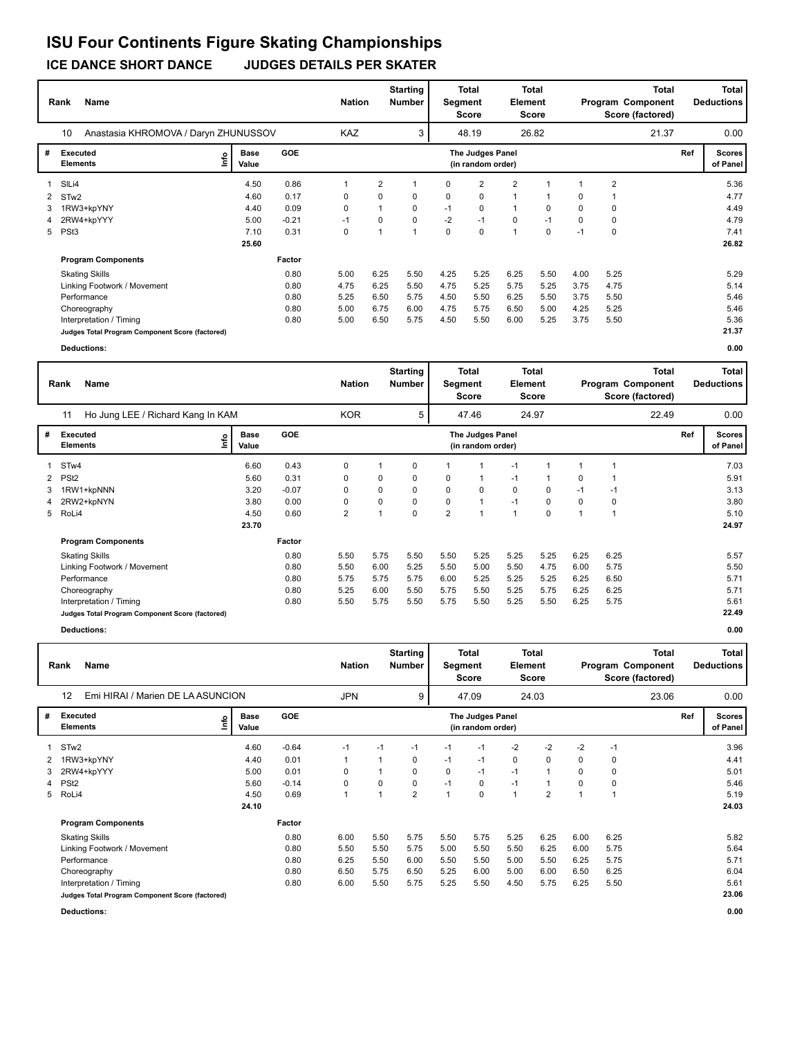# ISU Four Continents Figure Skating Championships

## ICE DANCE SHORT DANCE JUDGES DETAILS PER SKATER

| Rank | Name | Nation | Starting Number | Total Segment Score | Total Element Score | Total Program Component Score (factored) | Total Deductions |
|---|---|---|---|---|---|---|---|
| 10 | Anastasia KHROMOVA / Daryn ZHUNUSSOV | KAZ | 3 | 48.19 | 26.82 | 21.37 | 0.00 |

| # | Executed Elements | Info | Base Value | GOE | J1 | J2 | J3 | J4 | J5 | J6 | J7 | J8 | J9 | Ref | Scores of Panel |
|---|---|---|---|---|---|---|---|---|---|---|---|---|---|---|---|
| 1 | SlLi4 | | 4.50 | 0.86 | 1 | 2 | 1 | 0 | 2 | 2 | 1 | 1 | 2 | | 5.36 |
| 2 | STw2 | | 4.60 | 0.17 | 0 | 0 | 0 | 0 | 0 | 1 | 1 | 0 | 1 | | 4.77 |
| 3 | 1RW3+kpYNY | | 4.40 | 0.09 | 0 | 1 | 0 | -1 | 0 | 1 | 0 | 0 | 0 | | 4.49 |
| 4 | 2RW4+kpYYY | | 5.00 | -0.21 | -1 | 0 | 0 | -2 | -1 | 0 | -1 | 0 | 0 | | 4.79 |
| 5 | PSt3 | | 7.10 | 0.31 | 0 | 1 | 1 | 0 | 0 | 1 | 0 | -1 | 0 | | 7.41 |
| | | | 25.60 | | | | | | | | | | | | 26.82 |

| Program Components | Factor | J1 | J2 | J3 | J4 | J5 | J6 | J7 | J8 | J9 | Scores of Panel |
|---|---|---|---|---|---|---|---|---|---|---|---|
| Skating Skills | 0.80 | 5.00 | 6.25 | 5.50 | 4.25 | 5.25 | 6.25 | 5.50 | 4.00 | 5.25 | 5.29 |
| Linking Footwork / Movement | 0.80 | 4.75 | 6.25 | 5.50 | 4.75 | 5.25 | 5.75 | 5.25 | 3.75 | 4.75 | 5.14 |
| Performance | 0.80 | 5.25 | 6.50 | 5.75 | 4.50 | 5.50 | 6.25 | 5.50 | 3.75 | 5.50 | 5.46 |
| Choreography | 0.80 | 5.00 | 6.75 | 6.00 | 4.75 | 5.75 | 6.50 | 5.00 | 4.25 | 5.25 | 5.46 |
| Interpretation / Timing | 0.80 | 5.00 | 6.50 | 5.75 | 4.50 | 5.50 | 6.00 | 5.25 | 3.75 | 5.50 | 5.36 |
| Judges Total Program Component Score (factored) | | | | | | | | | | | 21.37 |

**Deductions:** 0.00

| Rank | Name | Nation | Starting Number | Total Segment Score | Total Element Score | Total Program Component Score (factored) | Total Deductions |
|---|---|---|---|---|---|---|---|
| 11 | Ho Jung LEE / Richard Kang In KAM | KOR | 5 | 47.46 | 24.97 | 22.49 | 0.00 |

| # | Executed Elements | Info | Base Value | GOE | J1 | J2 | J3 | J4 | J5 | J6 | J7 | J8 | J9 | Ref | Scores of Panel |
|---|---|---|---|---|---|---|---|---|---|---|---|---|---|---|---|
| 1 | STw4 | | 6.60 | 0.43 | 0 | 1 | 0 | 1 | 1 | -1 | 1 | 1 | 1 | | 7.03 |
| 2 | PSt2 | | 5.60 | 0.31 | 0 | 0 | 0 | 0 | 1 | -1 | 1 | 0 | 1 | | 5.91 |
| 3 | 1RW1+kpNNN | | 3.20 | -0.07 | 0 | 0 | 0 | 0 | 0 | 0 | 0 | -1 | -1 | | 3.13 |
| 4 | 2RW2+kpNYN | | 3.80 | 0.00 | 0 | 0 | 0 | 0 | 1 | -1 | 0 | 0 | 0 | | 3.80 |
| 5 | RoLi4 | | 4.50 | 0.60 | 2 | 1 | 0 | 2 | 1 | 1 | 0 | 1 | 1 | | 5.10 |
| | | | 23.70 | | | | | | | | | | | | 24.97 |

| Program Components | Factor | J1 | J2 | J3 | J4 | J5 | J6 | J7 | J8 | J9 | Scores of Panel |
|---|---|---|---|---|---|---|---|---|---|---|---|
| Skating Skills | 0.80 | 5.50 | 5.75 | 5.50 | 5.50 | 5.25 | 5.25 | 5.25 | 6.25 | 6.25 | 5.57 |
| Linking Footwork / Movement | 0.80 | 5.50 | 6.00 | 5.25 | 5.50 | 5.00 | 5.50 | 4.75 | 6.00 | 5.75 | 5.50 |
| Performance | 0.80 | 5.75 | 5.75 | 5.75 | 6.00 | 5.25 | 5.25 | 5.25 | 6.25 | 6.50 | 5.71 |
| Choreography | 0.80 | 5.25 | 6.00 | 5.50 | 5.75 | 5.50 | 5.25 | 5.75 | 6.25 | 6.25 | 5.71 |
| Interpretation / Timing | 0.80 | 5.50 | 5.75 | 5.50 | 5.75 | 5.50 | 5.25 | 5.50 | 6.25 | 5.75 | 5.61 |
| Judges Total Program Component Score (factored) | | | | | | | | | | | 22.49 |

**Deductions:** 0.00

| Rank | Name | Nation | Starting Number | Total Segment Score | Total Element Score | Total Program Component Score (factored) | Total Deductions |
|---|---|---|---|---|---|---|---|
| 12 | Emi HIRAI / Marien DE LA ASUNCION | JPN | 9 | 47.09 | 24.03 | 23.06 | 0.00 |

| # | Executed Elements | Info | Base Value | GOE | J1 | J2 | J3 | J4 | J5 | J6 | J7 | J8 | J9 | Ref | Scores of Panel |
|---|---|---|---|---|---|---|---|---|---|---|---|---|---|---|---|
| 1 | STw2 | | 4.60 | -0.64 | -1 | -1 | -1 | -1 | -1 | -2 | -2 | -2 | -1 | | 3.96 |
| 2 | 1RW3+kpYNY | | 4.40 | 0.01 | 1 | 1 | 0 | -1 | -1 | 0 | 0 | 0 | 0 | | 4.41 |
| 3 | 2RW4+kpYYY | | 5.00 | 0.01 | 0 | 1 | 0 | 0 | -1 | -1 | 1 | 0 | 0 | | 5.01 |
| 4 | PSt2 | | 5.60 | -0.14 | 0 | 0 | 0 | -1 | 0 | -1 | 1 | 0 | 0 | | 5.46 |
| 5 | RoLi4 | | 4.50 | 0.69 | 1 | 1 | 2 | 1 | 0 | 1 | 2 | 1 | 1 | | 5.19 |
| | | | 24.10 | | | | | | | | | | | | 24.03 |

| Program Components | Factor | J1 | J2 | J3 | J4 | J5 | J6 | J7 | J8 | J9 | Scores of Panel |
|---|---|---|---|---|---|---|---|---|---|---|---|
| Skating Skills | 0.80 | 6.00 | 5.50 | 5.75 | 5.50 | 5.75 | 5.25 | 6.25 | 6.00 | 6.25 | 5.82 |
| Linking Footwork / Movement | 0.80 | 5.50 | 5.50 | 5.75 | 5.00 | 5.50 | 5.50 | 6.25 | 6.00 | 5.75 | 5.64 |
| Performance | 0.80 | 6.25 | 5.50 | 6.00 | 5.50 | 5.50 | 5.00 | 5.50 | 6.25 | 5.75 | 5.71 |
| Choreography | 0.80 | 6.50 | 5.75 | 6.50 | 5.25 | 6.00 | 5.00 | 6.00 | 6.50 | 6.25 | 6.04 |
| Interpretation / Timing | 0.80 | 6.00 | 5.50 | 5.75 | 5.25 | 5.50 | 4.50 | 5.75 | 6.25 | 5.50 | 5.61 |
| Judges Total Program Component Score (factored) | | | | | | | | | | | 23.06 |

**Deductions:** 0.00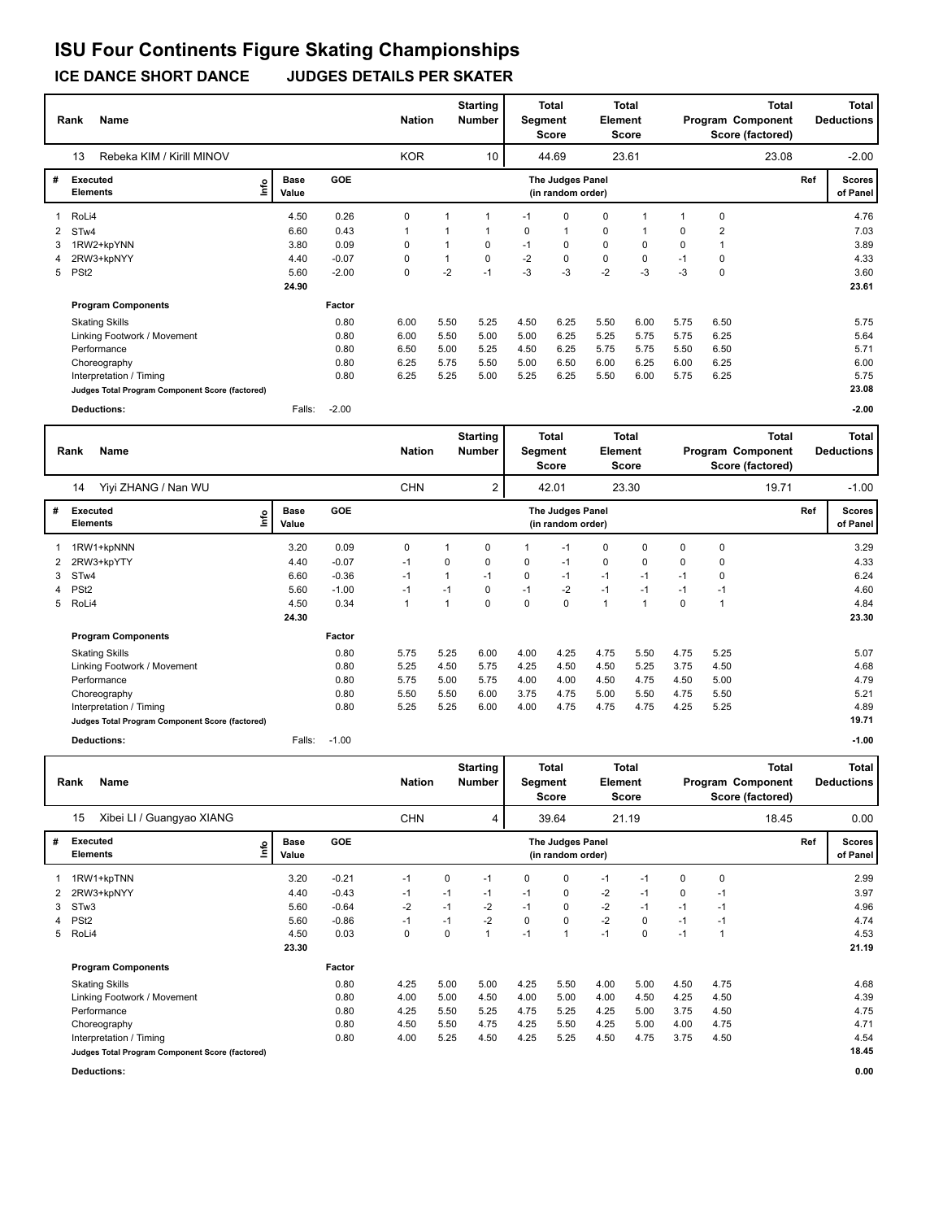# ISU Four Continents Figure Skating Championships

**ICE DANCE SHORT DANCE JUDGES DETAILS PER SKATER**

| Rank | Name | Nation | Starting Number | Total Segment Score | Total Element Score | Total Program Component Score (factored) | Total Deductions |
|---|---|---|---|---|---|---|---|
| 13 | Rebeka KIM / Kirill MINOV | KOR | 10 | 44.69 | 23.61 | 23.08 | -2.00 |

| # | Executed Elements | Info | Base Value | GOE | J1 | J2 | J3 | J4 | J5 | J6 | J7 | J8 | J9 | Ref | Scores of Panel |
|---|---|---|---|---|---|---|---|---|---|---|---|---|---|---|---|
| 1 | RoLi4 | | 4.50 | 0.26 | 0 | 1 | 1 | -1 | 0 | 0 | 1 | 1 | 0 | | 4.76 |
| 2 | STw4 | | 6.60 | 0.43 | 1 | 1 | 1 | 0 | 1 | 0 | 1 | 0 | 2 | | 7.03 |
| 3 | 1RW2+kpYNN | | 3.80 | 0.09 | 0 | 1 | 0 | -1 | 0 | 0 | 0 | 0 | 1 | | 3.89 |
| 4 | 2RW3+kpNYY | | 4.40 | -0.07 | 0 | 1 | 0 | -2 | 0 | 0 | 0 | -1 | 0 | | 4.33 |
| 5 | PSt2 | | 5.60 | -2.00 | 0 | -2 | -1 | -3 | -3 | -2 | -3 | -3 | 0 | | 3.60 |
| | | | 24.90 | | | | | | | | | | | | 23.61 |
| | **Program Components** | | | Factor | | | | | | | | | | | |
| | Skating Skills | | | 0.80 | 6.00 | 5.50 | 5.25 | 4.50 | 6.25 | 5.50 | 6.00 | 5.75 | 6.50 | | 5.75 |
| | Linking Footwork / Movement | | | 0.80 | 6.00 | 5.50 | 5.00 | 5.00 | 6.25 | 5.25 | 5.75 | 5.75 | 6.25 | | 5.64 |
| | Performance | | | 0.80 | 6.50 | 5.00 | 5.25 | 4.50 | 6.25 | 5.75 | 5.75 | 5.50 | 6.50 | | 5.71 |
| | Choreography | | | 0.80 | 6.25 | 5.75 | 5.50 | 5.00 | 6.50 | 6.00 | 6.25 | 6.00 | 6.25 | | 6.00 |
| | Interpretation / Timing | | | 0.80 | 6.25 | 5.25 | 5.00 | 5.25 | 6.25 | 5.50 | 6.00 | 5.75 | 6.25 | | 5.75 |
| | **Judges Total Program Component Score (factored)** | | | | | | | | | | | | | | 23.08 |
| | **Deductions:** | | Falls: | -2.00 | | | | | | | | | | | -2.00 |

| Rank | Name | Nation | Starting Number | Total Segment Score | Total Element Score | Total Program Component Score (factored) | Total Deductions |
|---|---|---|---|---|---|---|---|
| 14 | Yiyi ZHANG / Nan WU | CHN | 2 | 42.01 | 23.30 | 19.71 | -1.00 |

| # | Executed Elements | Info | Base Value | GOE | J1 | J2 | J3 | J4 | J5 | J6 | J7 | J8 | J9 | Ref | Scores of Panel |
|---|---|---|---|---|---|---|---|---|---|---|---|---|---|---|---|
| 1 | 1RW1+kpNNN | | 3.20 | 0.09 | 0 | 1 | 0 | 1 | -1 | 0 | 0 | 0 | 0 | | 3.29 |
| 2 | 2RW3+kpYTY | | 4.40 | -0.07 | -1 | 0 | 0 | 0 | -1 | 0 | 0 | 0 | 0 | | 4.33 |
| 3 | STw4 | | 6.60 | -0.36 | -1 | 1 | -1 | 0 | -1 | -1 | -1 | -1 | 0 | | 6.24 |
| 4 | PSt2 | | 5.60 | -1.00 | -1 | -1 | 0 | -1 | -2 | -1 | -1 | -1 | -1 | | 4.60 |
| 5 | RoLi4 | | 4.50 | 0.34 | 1 | 1 | 0 | 0 | 0 | 1 | 1 | 0 | 1 | | 4.84 |
| | | | 24.30 | | | | | | | | | | | | 23.30 |
| | **Program Components** | | | Factor | | | | | | | | | | | |
| | Skating Skills | | | 0.80 | 5.75 | 5.25 | 6.00 | 4.00 | 4.25 | 4.75 | 5.50 | 4.75 | 5.25 | | 5.07 |
| | Linking Footwork / Movement | | | 0.80 | 5.25 | 4.50 | 5.75 | 4.25 | 4.50 | 4.50 | 5.25 | 3.75 | 4.50 | | 4.68 |
| | Performance | | | 0.80 | 5.75 | 5.00 | 5.75 | 4.00 | 4.00 | 4.50 | 4.75 | 4.50 | 5.00 | | 4.79 |
| | Choreography | | | 0.80 | 5.50 | 5.50 | 6.00 | 3.75 | 4.75 | 5.00 | 5.50 | 4.75 | 5.50 | | 5.21 |
| | Interpretation / Timing | | | 0.80 | 5.25 | 5.25 | 6.00 | 4.00 | 4.75 | 4.75 | 4.75 | 4.25 | 5.25 | | 4.89 |
| | **Judges Total Program Component Score (factored)** | | | | | | | | | | | | | | 19.71 |
| | **Deductions:** | | Falls: | -1.00 | | | | | | | | | | | -1.00 |

| Rank | Name | Nation | Starting Number | Total Segment Score | Total Element Score | Total Program Component Score (factored) | Total Deductions |
|---|---|---|---|---|---|---|---|
| 15 | Xibei LI / Guangyao XIANG | CHN | 4 | 39.64 | 21.19 | 18.45 | 0.00 |

| # | Executed Elements | Info | Base Value | GOE | J1 | J2 | J3 | J4 | J5 | J6 | J7 | J8 | J9 | Ref | Scores of Panel |
|---|---|---|---|---|---|---|---|---|---|---|---|---|---|---|---|
| 1 | 1RW1+kpTNN | | 3.20 | -0.21 | -1 | 0 | -1 | 0 | 0 | -1 | -1 | 0 | 0 | | 2.99 |
| 2 | 2RW3+kpNYY | | 4.40 | -0.43 | -1 | -1 | -1 | -1 | 0 | -2 | -1 | 0 | -1 | | 3.97 |
| 3 | STw3 | | 5.60 | -0.64 | -2 | -1 | -2 | -1 | 0 | -2 | -1 | -1 | -1 | | 4.96 |
| 4 | PSt2 | | 5.60 | -0.86 | -1 | -1 | -2 | 0 | 0 | -2 | 0 | -1 | -1 | | 4.74 |
| 5 | RoLi4 | | 4.50 | 0.03 | 0 | 0 | 1 | -1 | 1 | -1 | 0 | -1 | 1 | | 4.53 |
| | | | 23.30 | | | | | | | | | | | | 21.19 |
| | **Program Components** | | | Factor | | | | | | | | | | | |
| | Skating Skills | | | 0.80 | 4.25 | 5.00 | 5.00 | 4.25 | 5.50 | 4.00 | 5.00 | 4.50 | 4.75 | | 4.68 |
| | Linking Footwork / Movement | | | 0.80 | 4.00 | 5.00 | 4.50 | 4.00 | 5.00 | 4.00 | 4.50 | 4.25 | 4.50 | | 4.39 |
| | Performance | | | 0.80 | 4.25 | 5.50 | 5.25 | 4.75 | 5.25 | 4.25 | 5.00 | 3.75 | 4.50 | | 4.75 |
| | Choreography | | | 0.80 | 4.50 | 5.50 | 4.75 | 4.25 | 5.50 | 4.25 | 5.00 | 4.00 | 4.75 | | 4.71 |
| | Interpretation / Timing | | | 0.80 | 4.00 | 5.25 | 4.50 | 4.25 | 5.25 | 4.50 | 4.75 | 3.75 | 4.50 | | 4.54 |
| | **Judges Total Program Component Score (factored)** | | | | | | | | | | | | | | 18.45 |
| | **Deductions:** | | | | | | | | | | | | | | 0.00 |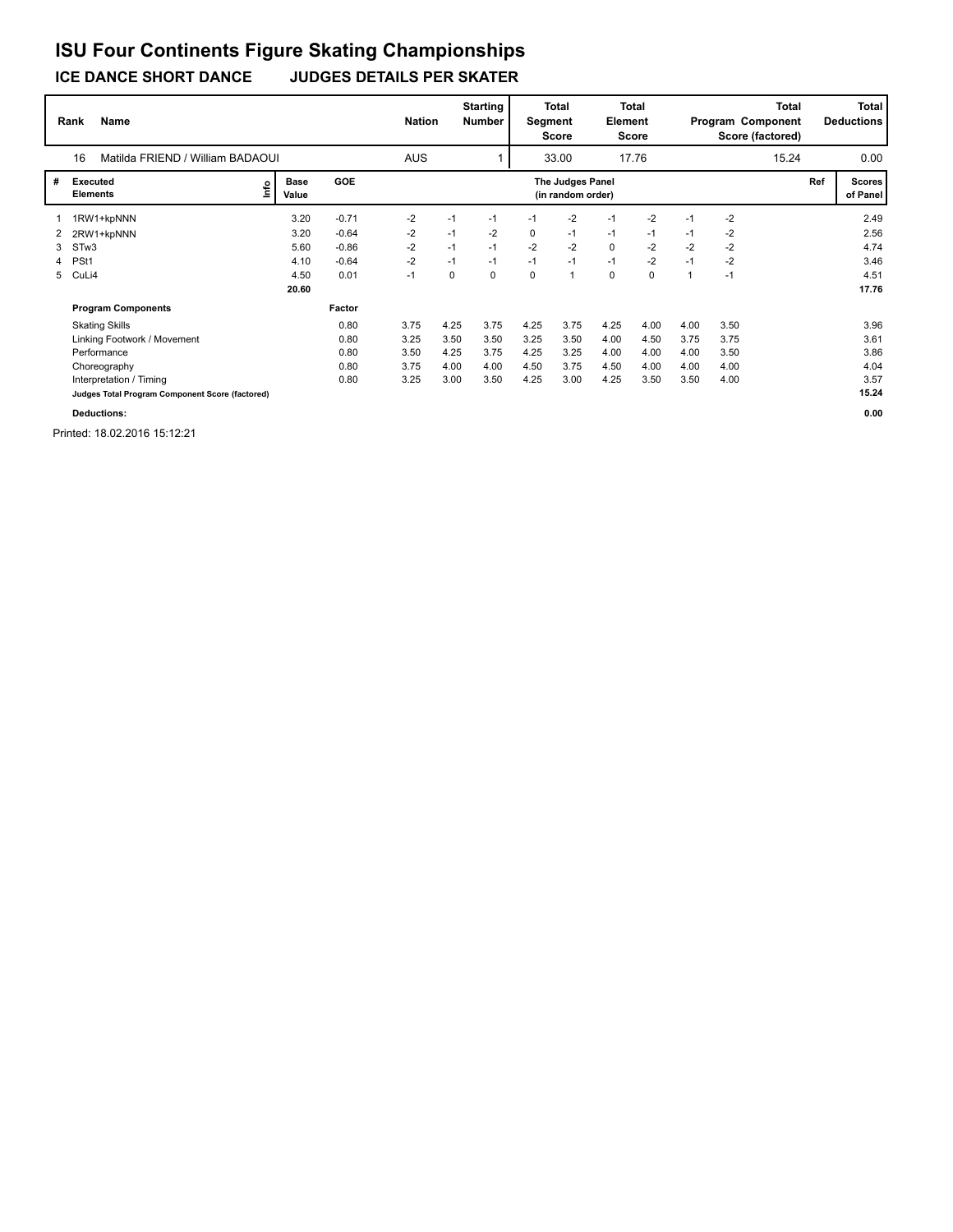# ISU Four Continents Figure Skating Championships

**ICE DANCE SHORT DANCE JUDGES DETAILS PER SKATER**

| Rank | Name | Nation | Starting Number | Total Segment Score | Total Element Score | Total Program Component Score (factored) | Total Deductions |
|---|---|---|---|---|---|---|---|
| 16 | Matilda FRIEND / William BADAOUI | AUS | 1 | 33.00 | 17.76 | 15.24 | 0.00 |

| # | Executed Elements | Info | Base Value | GOE | J1 | J2 | J3 | J4 | J5 | J6 | J7 | J8 | J9 | Ref | Scores of Panel |
|---|---|---|---|---|---|---|---|---|---|---|---|---|---|---|---|
| 1 | 1RW1+kpNNN | | 3.20 | -0.71 | -2 | -1 | -1 | -1 | -2 | -1 | -2 | -1 | -2 | | 2.49 |
| 2 | 2RW1+kpNNN | | 3.20 | -0.64 | -2 | -1 | -2 | 0 | -1 | -1 | -1 | -1 | -2 | | 2.56 |
| 3 | STw3 | | 5.60 | -0.86 | -2 | -1 | -1 | -2 | -2 | 0 | -2 | -2 | -2 | | 4.74 |
| 4 | PSt1 | | 4.10 | -0.64 | -2 | -1 | -1 | -1 | -1 | -1 | -2 | -1 | -2 | | 3.46 |
| 5 | CuLi4 | | 4.50 | 0.01 | -1 | 0 | 0 | 0 | 1 | 0 | 0 | 1 | -1 | | 4.51 |
| | | | 20.60 | | | | | | | | | | | | 17.76 |

| Program Components | Factor | J1 | J2 | J3 | J4 | J5 | J6 | J7 | J8 | J9 | Scores of Panel |
|---|---|---|---|---|---|---|---|---|---|---|---|
| Skating Skills | 0.80 | 3.75 | 4.25 | 3.75 | 4.25 | 3.75 | 4.25 | 4.00 | 4.00 | 3.50 | 3.96 |
| Linking Footwork / Movement | 0.80 | 3.25 | 3.50 | 3.50 | 3.25 | 3.50 | 4.00 | 4.50 | 3.75 | 3.75 | 3.61 |
| Performance | 0.80 | 3.50 | 4.25 | 3.75 | 4.25 | 3.25 | 4.00 | 4.00 | 4.00 | 3.50 | 3.86 |
| Choreography | 0.80 | 3.75 | 4.00 | 4.00 | 4.50 | 3.75 | 4.50 | 4.00 | 4.00 | 4.00 | 4.04 |
| Interpretation / Timing | 0.80 | 3.25 | 3.00 | 3.50 | 4.25 | 3.00 | 4.25 | 3.50 | 3.50 | 4.00 | 3.57 |
| **Judges Total Program Component Score (factored)** | | | | | | | | | | | **15.24** |

**Deductions:** **0.00**

Printed: 18.02.2016 15:12:21